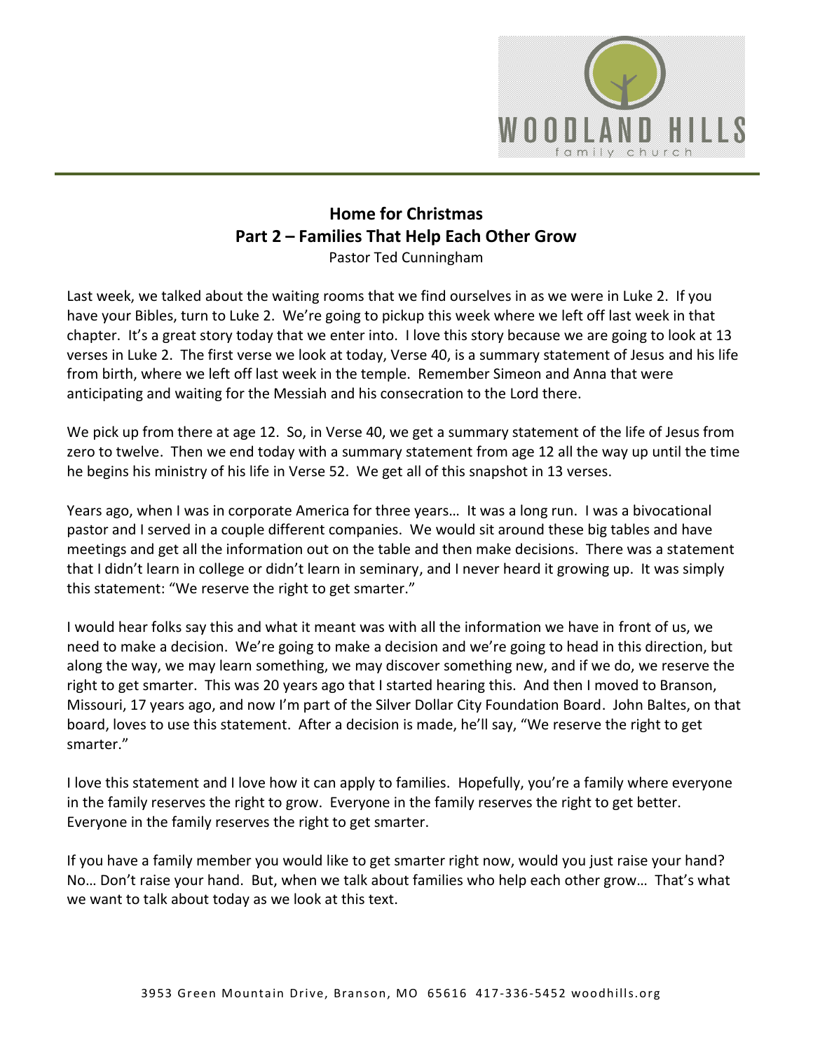# Home for Christmas
## Part 2 – Families That Help Each Other Grow

Pastor Ted Cunningham

Last week, we talked about the waiting rooms that we find ourselves in as we were in Luke 2. If you have your Bibles, turn to Luke 2. We're going to pickup this week where we left off last week in that chapter. It's a great story today that we enter into. I love this story because we are going to look at 13 verses in Luke 2. The first verse we look at today, Verse 40, is a summary statement of Jesus and his life from birth, where we left off last week in the temple. Remember Simeon and Anna that were anticipating and waiting for the Messiah and his consecration to the Lord there.

We pick up from there at age 12. So, in Verse 40, we get a summary statement of the life of Jesus from zero to twelve. Then we end today with a summary statement from age 12 all the way up until the time he begins his ministry of his life in Verse 52. We get all of this snapshot in 13 verses.

Years ago, when I was in corporate America for three years… It was a long run. I was a bivocational pastor and I served in a couple different companies. We would sit around these big tables and have meetings and get all the information out on the table and then make decisions. There was a statement that I didn't learn in college or didn't learn in seminary, and I never heard it growing up. It was simply this statement: "We reserve the right to get smarter."

I would hear folks say this and what it meant was with all the information we have in front of us, we need to make a decision. We're going to make a decision and we're going to head in this direction, but along the way, we may learn something, we may discover something new, and if we do, we reserve the right to get smarter. This was 20 years ago that I started hearing this. And then I moved to Branson, Missouri, 17 years ago, and now I'm part of the Silver Dollar City Foundation Board. John Baltes, on that board, loves to use this statement. After a decision is made, he'll say, "We reserve the right to get smarter."

I love this statement and I love how it can apply to families. Hopefully, you're a family where everyone in the family reserves the right to grow. Everyone in the family reserves the right to get better. Everyone in the family reserves the right to get smarter.

If you have a family member you would like to get smarter right now, would you just raise your hand? No… Don't raise your hand. But, when we talk about families who help each other grow… That's what we want to talk about today as we look at this text.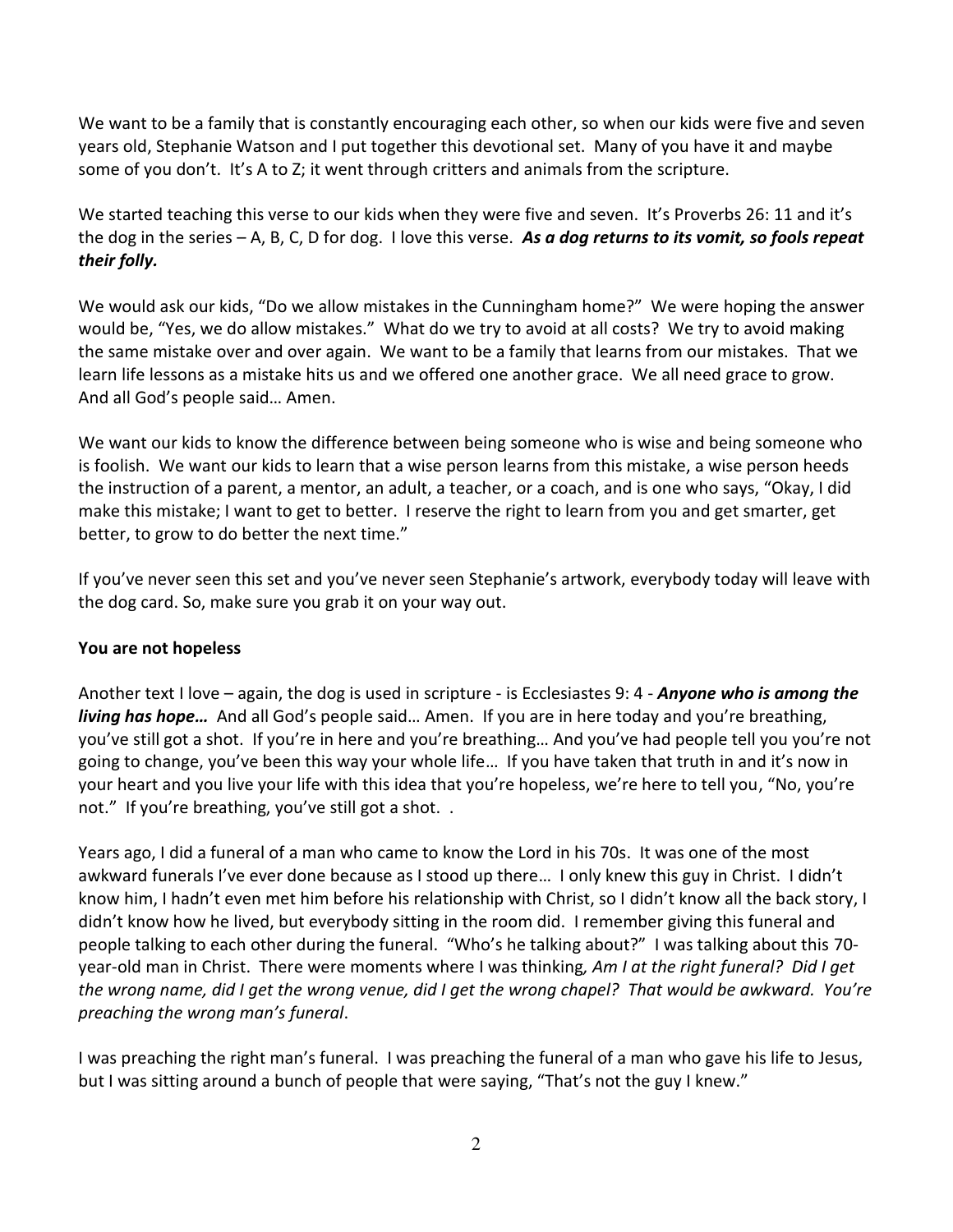We want to be a family that is constantly encouraging each other, so when our kids were five and seven years old, Stephanie Watson and I put together this devotional set. Many of you have it and maybe some of you don't. It's A to Z; it went through critters and animals from the scripture.

We started teaching this verse to our kids when they were five and seven. It's Proverbs 26: 11 and it's the dog in the series – A, B, C, D for dog. I love this verse. ***As a dog returns to its vomit, so fools repeat their folly.***

We would ask our kids, "Do we allow mistakes in the Cunningham home?" We were hoping the answer would be, "Yes, we do allow mistakes." What do we try to avoid at all costs? We try to avoid making the same mistake over and over again. We want to be a family that learns from our mistakes. That we learn life lessons as a mistake hits us and we offered one another grace. We all need grace to grow. And all God's people said… Amen.

We want our kids to know the difference between being someone who is wise and being someone who is foolish. We want our kids to learn that a wise person learns from this mistake, a wise person heeds the instruction of a parent, a mentor, an adult, a teacher, or a coach, and is one who says, "Okay, I did make this mistake; I want to get to better. I reserve the right to learn from you and get smarter, get better, to grow to do better the next time."

If you've never seen this set and you've never seen Stephanie's artwork, everybody today will leave with the dog card. So, make sure you grab it on your way out.

**You are not hopeless**

Another text I love – again, the dog is used in scripture - is Ecclesiastes 9: 4 - ***Anyone who is among the living has hope…*** And all God's people said… Amen. If you are in here today and you're breathing, you've still got a shot. If you're in here and you're breathing… And you've had people tell you you're not going to change, you've been this way your whole life… If you have taken that truth in and it's now in your heart and you live your life with this idea that you're hopeless, we're here to tell you, "No, you're not." If you're breathing, you've still got a shot. .

Years ago, I did a funeral of a man who came to know the Lord in his 70s. It was one of the most awkward funerals I've ever done because as I stood up there… I only knew this guy in Christ. I didn't know him, I hadn't even met him before his relationship with Christ, so I didn't know all the back story, I didn't know how he lived, but everybody sitting in the room did. I remember giving this funeral and people talking to each other during the funeral. "Who's he talking about?" I was talking about this 70-year-old man in Christ. There were moments where I was thinking*, Am I at the right funeral? Did I get the wrong name, did I get the wrong venue, did I get the wrong chapel? That would be awkward. You're preaching the wrong man's funeral*.

I was preaching the right man's funeral. I was preaching the funeral of a man who gave his life to Jesus, but I was sitting around a bunch of people that were saying, "That's not the guy I knew."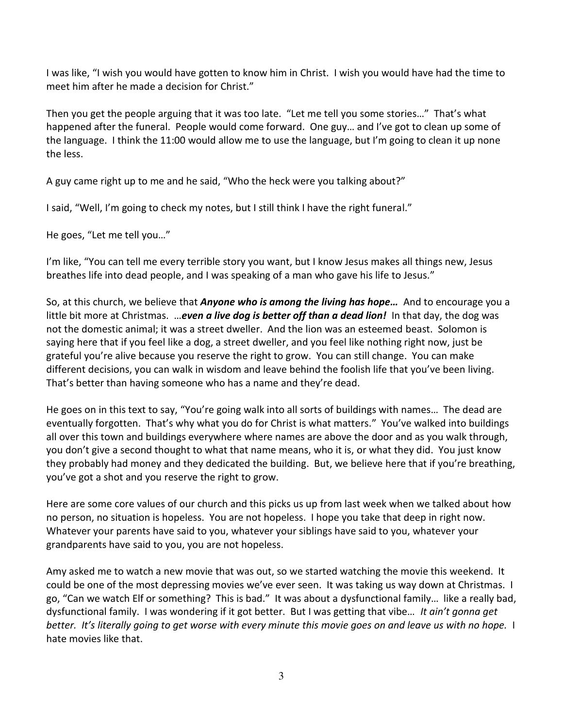I was like, "I wish you would have gotten to know him in Christ. I wish you would have had the time to meet him after he made a decision for Christ."

Then you get the people arguing that it was too late. "Let me tell you some stories…" That's what happened after the funeral. People would come forward. One guy… and I've got to clean up some of the language. I think the 11:00 would allow me to use the language, but I'm going to clean it up none the less.

A guy came right up to me and he said, "Who the heck were you talking about?"

I said, "Well, I'm going to check my notes, but I still think I have the right funeral."

He goes, "Let me tell you…"

I'm like, "You can tell me every terrible story you want, but I know Jesus makes all things new, Jesus breathes life into dead people, and I was speaking of a man who gave his life to Jesus."

So, at this church, we believe that ***Anyone who is among the living has hope…*** And to encourage you a little bit more at Christmas. …***even a live dog is better off than a dead lion!*** In that day, the dog was not the domestic animal; it was a street dweller. And the lion was an esteemed beast. Solomon is saying here that if you feel like a dog, a street dweller, and you feel like nothing right now, just be grateful you're alive because you reserve the right to grow. You can still change. You can make different decisions, you can walk in wisdom and leave behind the foolish life that you've been living. That's better than having someone who has a name and they're dead.

He goes on in this text to say, "You're going walk into all sorts of buildings with names… The dead are eventually forgotten. That's why what you do for Christ is what matters." You've walked into buildings all over this town and buildings everywhere where names are above the door and as you walk through, you don't give a second thought to what that name means, who it is, or what they did. You just know they probably had money and they dedicated the building. But, we believe here that if you're breathing, you've got a shot and you reserve the right to grow.

Here are some core values of our church and this picks us up from last week when we talked about how no person, no situation is hopeless. You are not hopeless. I hope you take that deep in right now. Whatever your parents have said to you, whatever your siblings have said to you, whatever your grandparents have said to you, you are not hopeless.

Amy asked me to watch a new movie that was out, so we started watching the movie this weekend. It could be one of the most depressing movies we've ever seen. It was taking us way down at Christmas. I go, "Can we watch Elf or something? This is bad." It was about a dysfunctional family… like a really bad, dysfunctional family. I was wondering if it got better. But I was getting that vibe… *It ain't gonna get better. It's literally going to get worse with every minute this movie goes on and leave us with no hope.* I hate movies like that.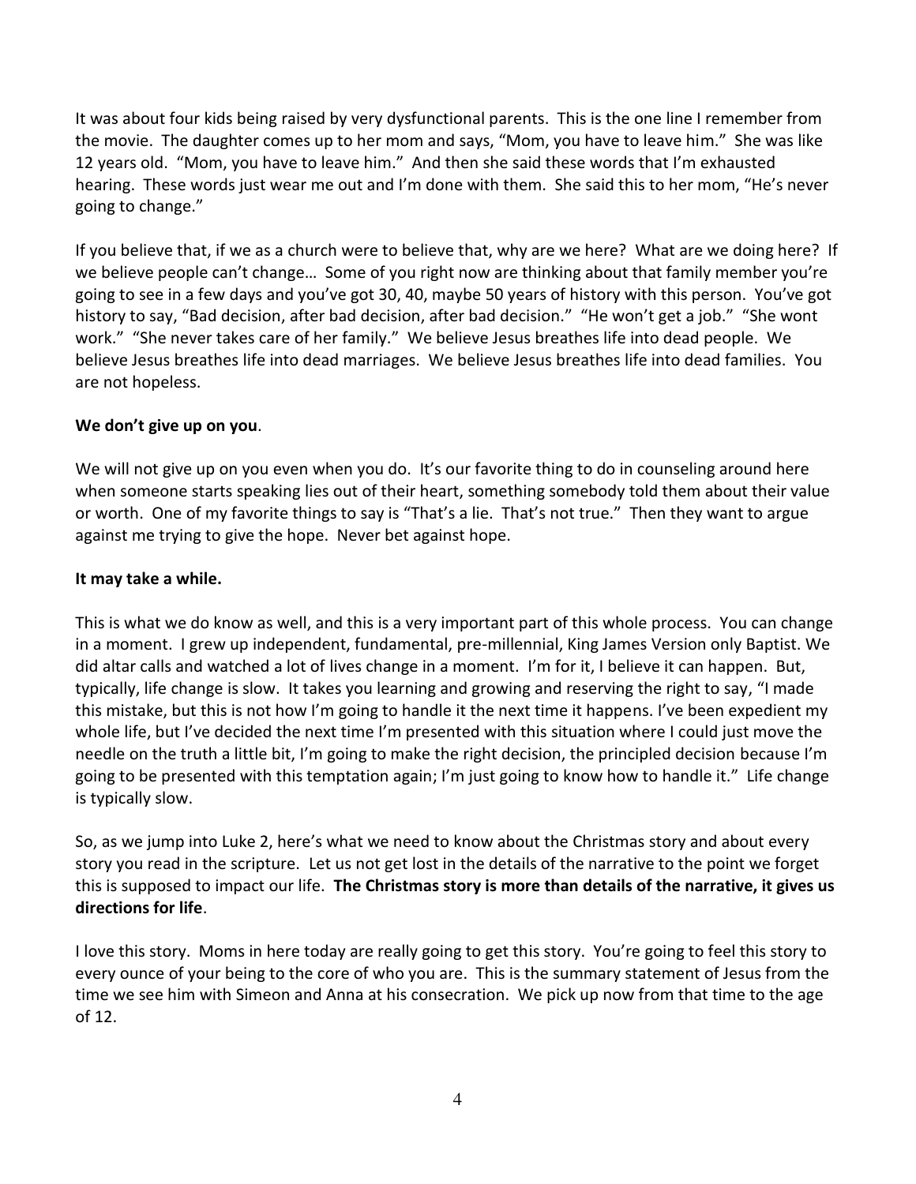It was about four kids being raised by very dysfunctional parents. This is the one line I remember from the movie. The daughter comes up to her mom and says, "Mom, you have to leave him." She was like 12 years old. "Mom, you have to leave him." And then she said these words that I'm exhausted hearing. These words just wear me out and I'm done with them. She said this to her mom, "He's never going to change."

If you believe that, if we as a church were to believe that, why are we here? What are we doing here? If we believe people can't change… Some of you right now are thinking about that family member you're going to see in a few days and you've got 30, 40, maybe 50 years of history with this person. You've got history to say, "Bad decision, after bad decision, after bad decision." "He won't get a job." "She wont work." "She never takes care of her family." We believe Jesus breathes life into dead people. We believe Jesus breathes life into dead marriages. We believe Jesus breathes life into dead families. You are not hopeless.

**We don't give up on you**.

We will not give up on you even when you do. It's our favorite thing to do in counseling around here when someone starts speaking lies out of their heart, something somebody told them about their value or worth. One of my favorite things to say is "That's a lie. That's not true." Then they want to argue against me trying to give the hope. Never bet against hope.

**It may take a while.**

This is what we do know as well, and this is a very important part of this whole process. You can change in a moment. I grew up independent, fundamental, pre-millennial, King James Version only Baptist. We did altar calls and watched a lot of lives change in a moment. I'm for it, I believe it can happen. But, typically, life change is slow. It takes you learning and growing and reserving the right to say, "I made this mistake, but this is not how I'm going to handle it the next time it happens. I've been expedient my whole life, but I've decided the next time I'm presented with this situation where I could just move the needle on the truth a little bit, I'm going to make the right decision, the principled decision because I'm going to be presented with this temptation again; I'm just going to know how to handle it." Life change is typically slow.

So, as we jump into Luke 2, here's what we need to know about the Christmas story and about every story you read in the scripture. Let us not get lost in the details of the narrative to the point we forget this is supposed to impact our life. **The Christmas story is more than details of the narrative, it gives us directions for life**.

I love this story. Moms in here today are really going to get this story. You're going to feel this story to every ounce of your being to the core of who you are. This is the summary statement of Jesus from the time we see him with Simeon and Anna at his consecration. We pick up now from that time to the age of 12.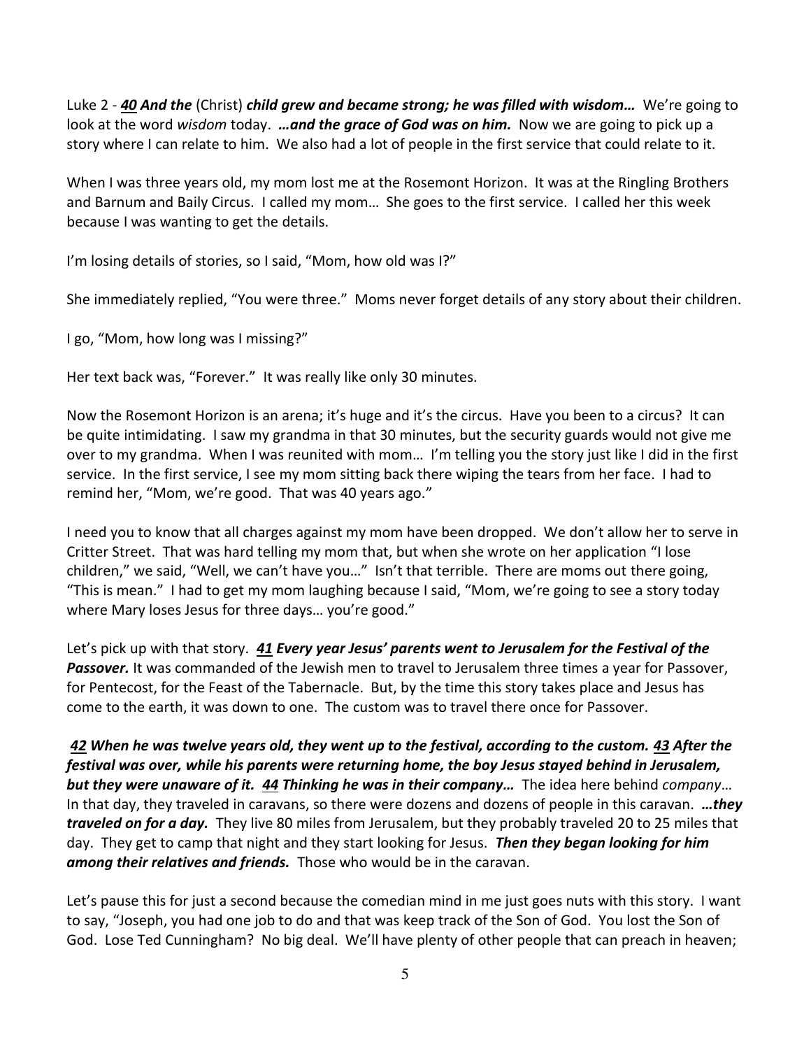Luke 2 - ***<u>40</u> And the*** (Christ) ***child grew and became strong; he was filled with wisdom…*** We're going to look at the word *wisdom* today. ***…and the grace of God was on him.*** Now we are going to pick up a story where I can relate to him. We also had a lot of people in the first service that could relate to it.

When I was three years old, my mom lost me at the Rosemont Horizon. It was at the Ringling Brothers and Barnum and Baily Circus. I called my mom… She goes to the first service. I called her this week because I was wanting to get the details.

I'm losing details of stories, so I said, "Mom, how old was I?"

She immediately replied, "You were three." Moms never forget details of any story about their children.

I go, "Mom, how long was I missing?"

Her text back was, "Forever." It was really like only 30 minutes.

Now the Rosemont Horizon is an arena; it's huge and it's the circus. Have you been to a circus? It can be quite intimidating. I saw my grandma in that 30 minutes, but the security guards would not give me over to my grandma. When I was reunited with mom… I'm telling you the story just like I did in the first service. In the first service, I see my mom sitting back there wiping the tears from her face. I had to remind her, "Mom, we're good. That was 40 years ago."

I need you to know that all charges against my mom have been dropped. We don't allow her to serve in Critter Street. That was hard telling my mom that, but when she wrote on her application "I lose children," we said, "Well, we can't have you…" Isn't that terrible. There are moms out there going, "This is mean." I had to get my mom laughing because I said, "Mom, we're going to see a story today where Mary loses Jesus for three days… you're good."

Let's pick up with that story. ***<u>41</u> Every year Jesus' parents went to Jerusalem for the Festival of the Passover.*** It was commanded of the Jewish men to travel to Jerusalem three times a year for Passover, for Pentecost, for the Feast of the Tabernacle. But, by the time this story takes place and Jesus has come to the earth, it was down to one. The custom was to travel there once for Passover.

***<u>42</u> When he was twelve years old, they went up to the festival, according to the custom. <u>43</u> After the festival was over, while his parents were returning home, the boy Jesus stayed behind in Jerusalem, but they were unaware of it. <u>44</u> Thinking he was in their company…*** The idea here behind *company*… In that day, they traveled in caravans, so there were dozens and dozens of people in this caravan. ***…they traveled on for a day.*** They live 80 miles from Jerusalem, but they probably traveled 20 to 25 miles that day. They get to camp that night and they start looking for Jesus. ***Then they began looking for him among their relatives and friends.*** Those who would be in the caravan.

Let's pause this for just a second because the comedian mind in me just goes nuts with this story. I want to say, "Joseph, you had one job to do and that was keep track of the Son of God. You lost the Son of God. Lose Ted Cunningham? No big deal. We'll have plenty of other people that can preach in heaven;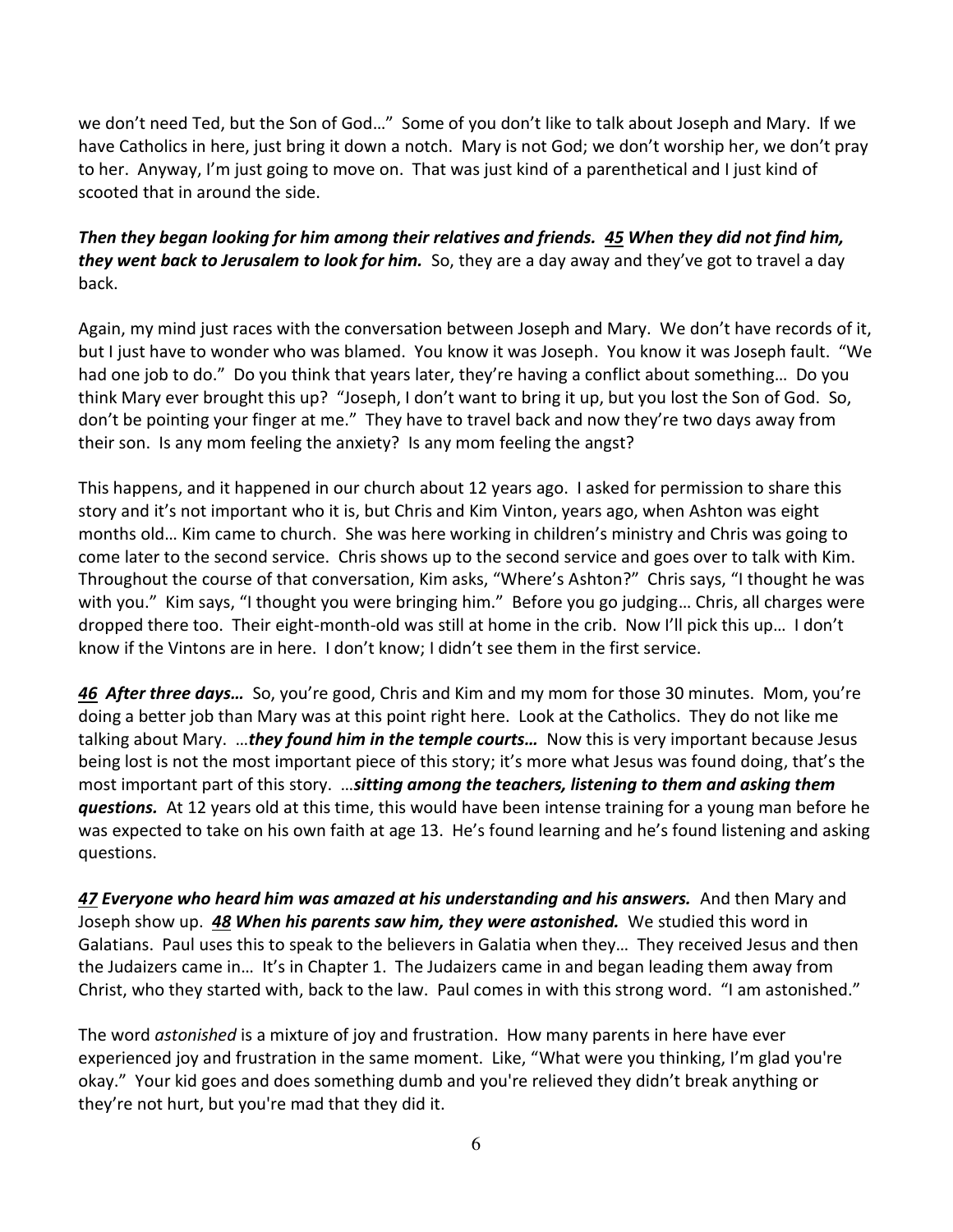we don't need Ted, but the Son of God…" Some of you don't like to talk about Joseph and Mary. If we have Catholics in here, just bring it down a notch. Mary is not God; we don't worship her, we don't pray to her. Anyway, I'm just going to move on. That was just kind of a parenthetical and I just kind of scooted that in around the side.

***Then they began looking for him among their relatives and friends. <u>45</u> When they did not find him, they went back to Jerusalem to look for him.*** So, they are a day away and they've got to travel a day back.

Again, my mind just races with the conversation between Joseph and Mary. We don't have records of it, but I just have to wonder who was blamed. You know it was Joseph. You know it was Joseph fault. "We had one job to do." Do you think that years later, they're having a conflict about something… Do you think Mary ever brought this up? "Joseph, I don't want to bring it up, but you lost the Son of God. So, don't be pointing your finger at me." They have to travel back and now they're two days away from their son. Is any mom feeling the anxiety? Is any mom feeling the angst?

This happens, and it happened in our church about 12 years ago. I asked for permission to share this story and it's not important who it is, but Chris and Kim Vinton, years ago, when Ashton was eight months old… Kim came to church. She was here working in children's ministry and Chris was going to come later to the second service. Chris shows up to the second service and goes over to talk with Kim. Throughout the course of that conversation, Kim asks, "Where's Ashton?" Chris says, "I thought he was with you." Kim says, "I thought you were bringing him." Before you go judging… Chris, all charges were dropped there too. Their eight-month-old was still at home in the crib. Now I'll pick this up… I don't know if the Vintons are in here. I don't know; I didn't see them in the first service.

***<u>46</u> After three days…*** So, you're good, Chris and Kim and my mom for those 30 minutes. Mom, you're doing a better job than Mary was at this point right here. Look at the Catholics. They do not like me talking about Mary. …***they found him in the temple courts…*** Now this is very important because Jesus being lost is not the most important piece of this story; it's more what Jesus was found doing, that's the most important part of this story. …***sitting among the teachers, listening to them and asking them questions.*** At 12 years old at this time, this would have been intense training for a young man before he was expected to take on his own faith at age 13. He's found learning and he's found listening and asking questions.

***<u>47</u> Everyone who heard him was amazed at his understanding and his answers.*** And then Mary and Joseph show up. ***<u>48</u> When his parents saw him, they were astonished.*** We studied this word in Galatians. Paul uses this to speak to the believers in Galatia when they… They received Jesus and then the Judaizers came in… It's in Chapter 1. The Judaizers came in and began leading them away from Christ, who they started with, back to the law. Paul comes in with this strong word. "I am astonished."

The word *astonished* is a mixture of joy and frustration. How many parents in here have ever experienced joy and frustration in the same moment. Like, "What were you thinking, I'm glad you're okay." Your kid goes and does something dumb and you're relieved they didn't break anything or they're not hurt, but you're mad that they did it.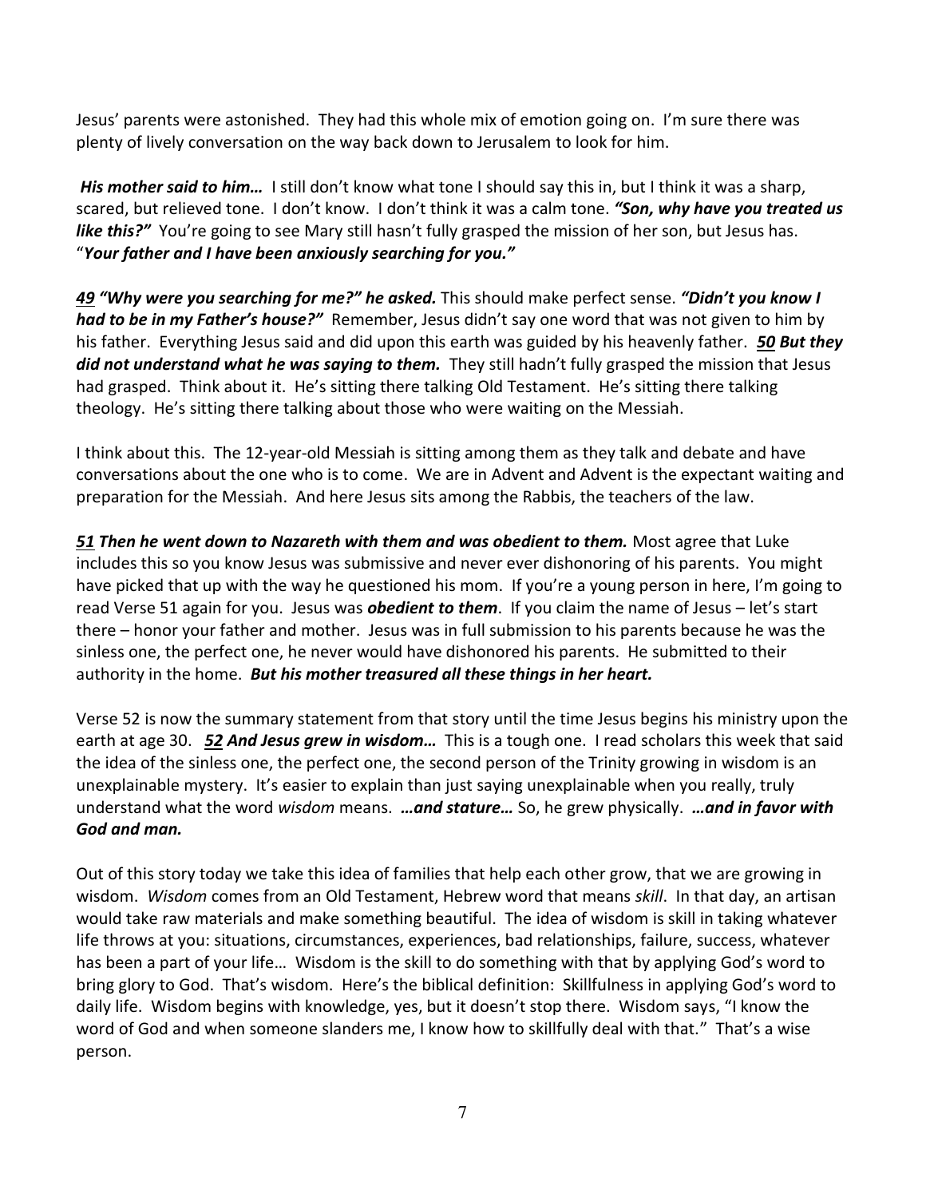Jesus' parents were astonished. They had this whole mix of emotion going on. I'm sure there was plenty of lively conversation on the way back down to Jerusalem to look for him.

***His mother said to him…*** I still don't know what tone I should say this in, but I think it was a sharp, scared, but relieved tone. I don't know. I don't think it was a calm tone. ***"Son, why have you treated us like this?"*** You're going to see Mary still hasn't fully grasped the mission of her son, but Jesus has. "***Your father and I have been anxiously searching for you."***

***<u>49</u> "Why were you searching for me?" he asked.*** This should make perfect sense. ***"Didn't you know I had to be in my Father's house?"*** Remember, Jesus didn't say one word that was not given to him by his father. Everything Jesus said and did upon this earth was guided by his heavenly father. ***<u>50</u> But they did not understand what he was saying to them.*** They still hadn't fully grasped the mission that Jesus had grasped. Think about it. He's sitting there talking Old Testament. He's sitting there talking theology. He's sitting there talking about those who were waiting on the Messiah.

I think about this. The 12-year-old Messiah is sitting among them as they talk and debate and have conversations about the one who is to come. We are in Advent and Advent is the expectant waiting and preparation for the Messiah. And here Jesus sits among the Rabbis, the teachers of the law.

***<u>51</u> Then he went down to Nazareth with them and was obedient to them.*** Most agree that Luke includes this so you know Jesus was submissive and never ever dishonoring of his parents. You might have picked that up with the way he questioned his mom. If you're a young person in here, I'm going to read Verse 51 again for you. Jesus was ***obedient to them***. If you claim the name of Jesus – let's start there – honor your father and mother. Jesus was in full submission to his parents because he was the sinless one, the perfect one, he never would have dishonored his parents. He submitted to their authority in the home. ***But his mother treasured all these things in her heart.***

Verse 52 is now the summary statement from that story until the time Jesus begins his ministry upon the earth at age 30. ***<u>52</u> And Jesus grew in wisdom…*** This is a tough one. I read scholars this week that said the idea of the sinless one, the perfect one, the second person of the Trinity growing in wisdom is an unexplainable mystery. It's easier to explain than just saying unexplainable when you really, truly understand what the word *wisdom* means. ***…and stature…*** So, he grew physically. ***…and in favor with God and man.***

Out of this story today we take this idea of families that help each other grow, that we are growing in wisdom. *Wisdom* comes from an Old Testament, Hebrew word that means *skill*. In that day, an artisan would take raw materials and make something beautiful. The idea of wisdom is skill in taking whatever life throws at you: situations, circumstances, experiences, bad relationships, failure, success, whatever has been a part of your life… Wisdom is the skill to do something with that by applying God's word to bring glory to God. That's wisdom. Here's the biblical definition: Skillfulness in applying God's word to daily life. Wisdom begins with knowledge, yes, but it doesn't stop there. Wisdom says, "I know the word of God and when someone slanders me, I know how to skillfully deal with that." That's a wise person.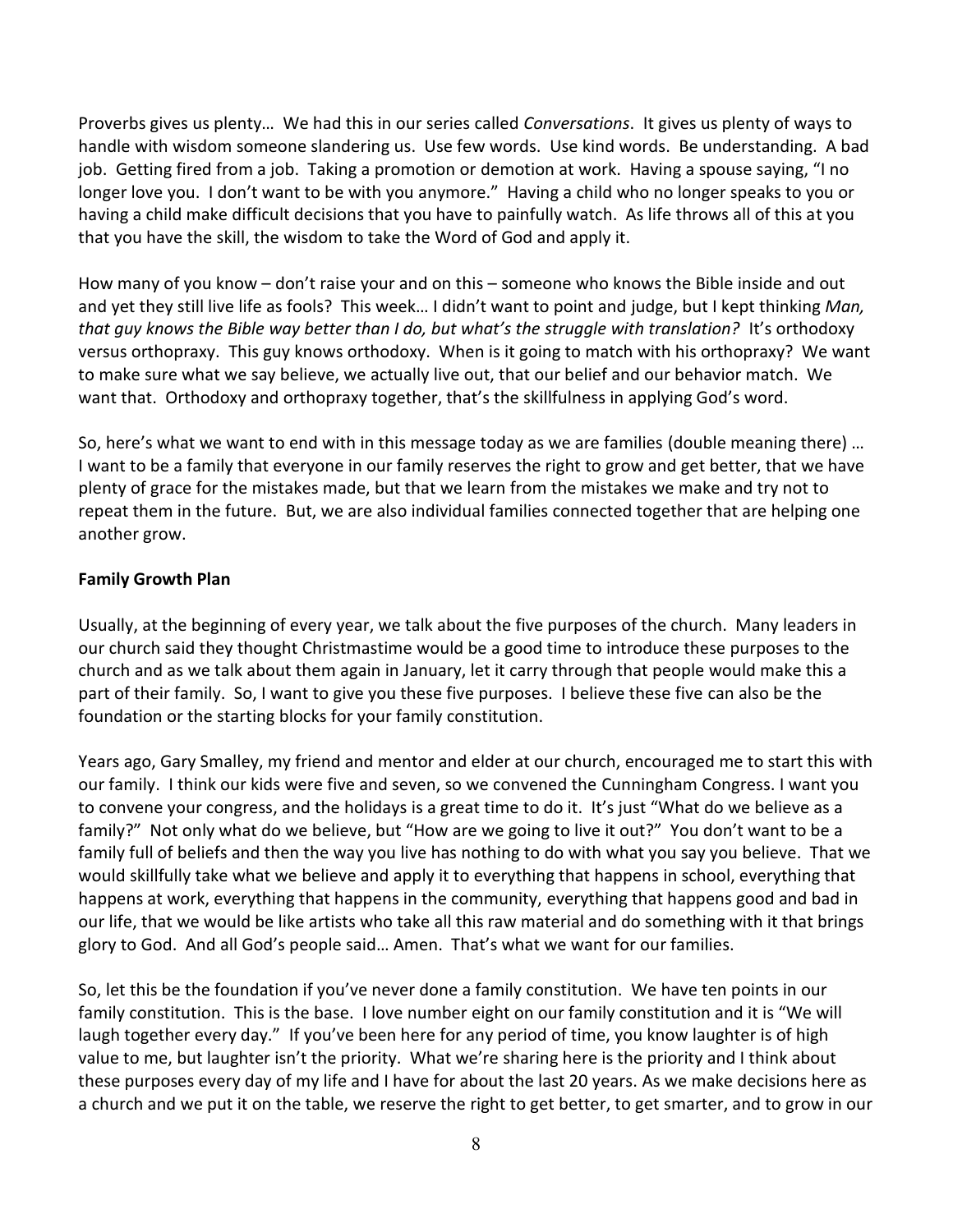Proverbs gives us plenty… We had this in our series called *Conversations*. It gives us plenty of ways to handle with wisdom someone slandering us. Use few words. Use kind words. Be understanding. A bad job. Getting fired from a job. Taking a promotion or demotion at work. Having a spouse saying, "I no longer love you. I don't want to be with you anymore." Having a child who no longer speaks to you or having a child make difficult decisions that you have to painfully watch. As life throws all of this at you that you have the skill, the wisdom to take the Word of God and apply it.

How many of you know – don't raise your and on this – someone who knows the Bible inside and out and yet they still live life as fools? This week… I didn't want to point and judge, but I kept thinking *Man, that guy knows the Bible way better than I do, but what's the struggle with translation?* It's orthodoxy versus orthopraxy. This guy knows orthodoxy. When is it going to match with his orthopraxy? We want to make sure what we say believe, we actually live out, that our belief and our behavior match. We want that. Orthodoxy and orthopraxy together, that's the skillfulness in applying God's word.

So, here's what we want to end with in this message today as we are families (double meaning there) … I want to be a family that everyone in our family reserves the right to grow and get better, that we have plenty of grace for the mistakes made, but that we learn from the mistakes we make and try not to repeat them in the future. But, we are also individual families connected together that are helping one another grow.

**Family Growth Plan**

Usually, at the beginning of every year, we talk about the five purposes of the church. Many leaders in our church said they thought Christmastime would be a good time to introduce these purposes to the church and as we talk about them again in January, let it carry through that people would make this a part of their family. So, I want to give you these five purposes. I believe these five can also be the foundation or the starting blocks for your family constitution.

Years ago, Gary Smalley, my friend and mentor and elder at our church, encouraged me to start this with our family. I think our kids were five and seven, so we convened the Cunningham Congress. I want you to convene your congress, and the holidays is a great time to do it. It's just "What do we believe as a family?" Not only what do we believe, but "How are we going to live it out?" You don't want to be a family full of beliefs and then the way you live has nothing to do with what you say you believe. That we would skillfully take what we believe and apply it to everything that happens in school, everything that happens at work, everything that happens in the community, everything that happens good and bad in our life, that we would be like artists who take all this raw material and do something with it that brings glory to God. And all God's people said… Amen. That's what we want for our families.

So, let this be the foundation if you've never done a family constitution. We have ten points in our family constitution. This is the base. I love number eight on our family constitution and it is "We will laugh together every day." If you've been here for any period of time, you know laughter is of high value to me, but laughter isn't the priority. What we're sharing here is the priority and I think about these purposes every day of my life and I have for about the last 20 years. As we make decisions here as a church and we put it on the table, we reserve the right to get better, to get smarter, and to grow in our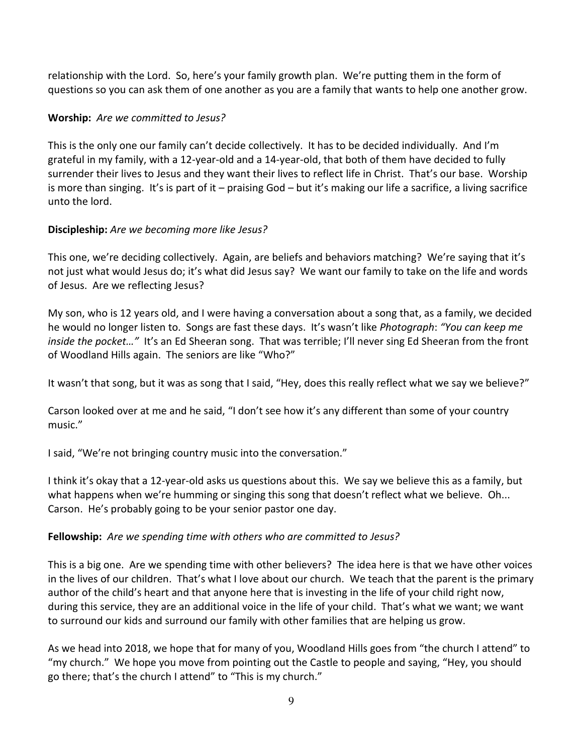relationship with the Lord. So, here's your family growth plan. We're putting them in the form of questions so you can ask them of one another as you are a family that wants to help one another grow.

**Worship:** *Are we committed to Jesus?*

This is the only one our family can't decide collectively. It has to be decided individually. And I'm grateful in my family, with a 12-year-old and a 14-year-old, that both of them have decided to fully surrender their lives to Jesus and they want their lives to reflect life in Christ. That's our base. Worship is more than singing. It's is part of it – praising God – but it's making our life a sacrifice, a living sacrifice unto the lord.

**Discipleship:** *Are we becoming more like Jesus?*

This one, we're deciding collectively. Again, are beliefs and behaviors matching? We're saying that it's not just what would Jesus do; it's what did Jesus say? We want our family to take on the life and words of Jesus. Are we reflecting Jesus?

My son, who is 12 years old, and I were having a conversation about a song that, as a family, we decided he would no longer listen to. Songs are fast these days. It's wasn't like *Photograph*: *"You can keep me inside the pocket…"* It's an Ed Sheeran song. That was terrible; I'll never sing Ed Sheeran from the front of Woodland Hills again. The seniors are like "Who?"

It wasn't that song, but it was as song that I said, "Hey, does this really reflect what we say we believe?"

Carson looked over at me and he said, "I don't see how it's any different than some of your country music."

I said, "We're not bringing country music into the conversation."

I think it's okay that a 12-year-old asks us questions about this. We say we believe this as a family, but what happens when we're humming or singing this song that doesn't reflect what we believe. Oh... Carson. He's probably going to be your senior pastor one day.

**Fellowship:** *Are we spending time with others who are committed to Jesus?*

This is a big one. Are we spending time with other believers? The idea here is that we have other voices in the lives of our children. That's what I love about our church. We teach that the parent is the primary author of the child's heart and that anyone here that is investing in the life of your child right now, during this service, they are an additional voice in the life of your child. That's what we want; we want to surround our kids and surround our family with other families that are helping us grow.

As we head into 2018, we hope that for many of you, Woodland Hills goes from "the church I attend" to "my church." We hope you move from pointing out the Castle to people and saying, "Hey, you should go there; that's the church I attend" to "This is my church."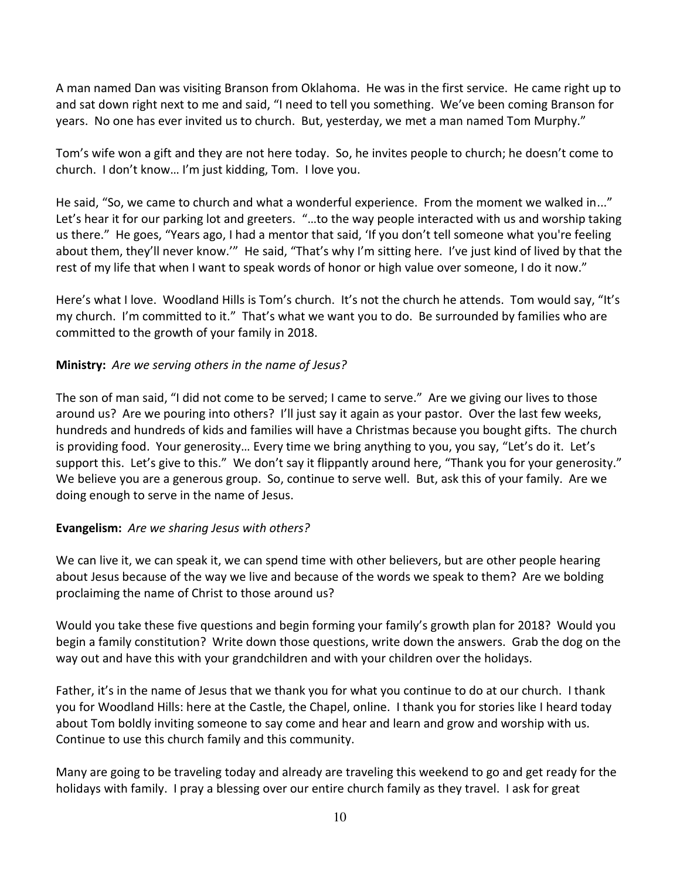A man named Dan was visiting Branson from Oklahoma. He was in the first service. He came right up to and sat down right next to me and said, "I need to tell you something. We've been coming Branson for years. No one has ever invited us to church. But, yesterday, we met a man named Tom Murphy."

Tom's wife won a gift and they are not here today. So, he invites people to church; he doesn't come to church. I don't know… I'm just kidding, Tom. I love you.

He said, "So, we came to church and what a wonderful experience. From the moment we walked in..." Let's hear it for our parking lot and greeters. "…to the way people interacted with us and worship taking us there." He goes, "Years ago, I had a mentor that said, 'If you don't tell someone what you're feeling about them, they'll never know.'" He said, "That's why I'm sitting here. I've just kind of lived by that the rest of my life that when I want to speak words of honor or high value over someone, I do it now."

Here's what I love. Woodland Hills is Tom's church. It's not the church he attends. Tom would say, "It's my church. I'm committed to it." That's what we want you to do. Be surrounded by families who are committed to the growth of your family in 2018.

**Ministry:** *Are we serving others in the name of Jesus?*

The son of man said, "I did not come to be served; I came to serve." Are we giving our lives to those around us? Are we pouring into others? I'll just say it again as your pastor. Over the last few weeks, hundreds and hundreds of kids and families will have a Christmas because you bought gifts. The church is providing food. Your generosity… Every time we bring anything to you, you say, "Let's do it. Let's support this. Let's give to this." We don't say it flippantly around here, "Thank you for your generosity." We believe you are a generous group. So, continue to serve well. But, ask this of your family. Are we doing enough to serve in the name of Jesus.

**Evangelism:** *Are we sharing Jesus with others?*

We can live it, we can speak it, we can spend time with other believers, but are other people hearing about Jesus because of the way we live and because of the words we speak to them? Are we bolding proclaiming the name of Christ to those around us?

Would you take these five questions and begin forming your family's growth plan for 2018? Would you begin a family constitution? Write down those questions, write down the answers. Grab the dog on the way out and have this with your grandchildren and with your children over the holidays.

Father, it's in the name of Jesus that we thank you for what you continue to do at our church. I thank you for Woodland Hills: here at the Castle, the Chapel, online. I thank you for stories like I heard today about Tom boldly inviting someone to say come and hear and learn and grow and worship with us. Continue to use this church family and this community.

Many are going to be traveling today and already are traveling this weekend to go and get ready for the holidays with family. I pray a blessing over our entire church family as they travel. I ask for great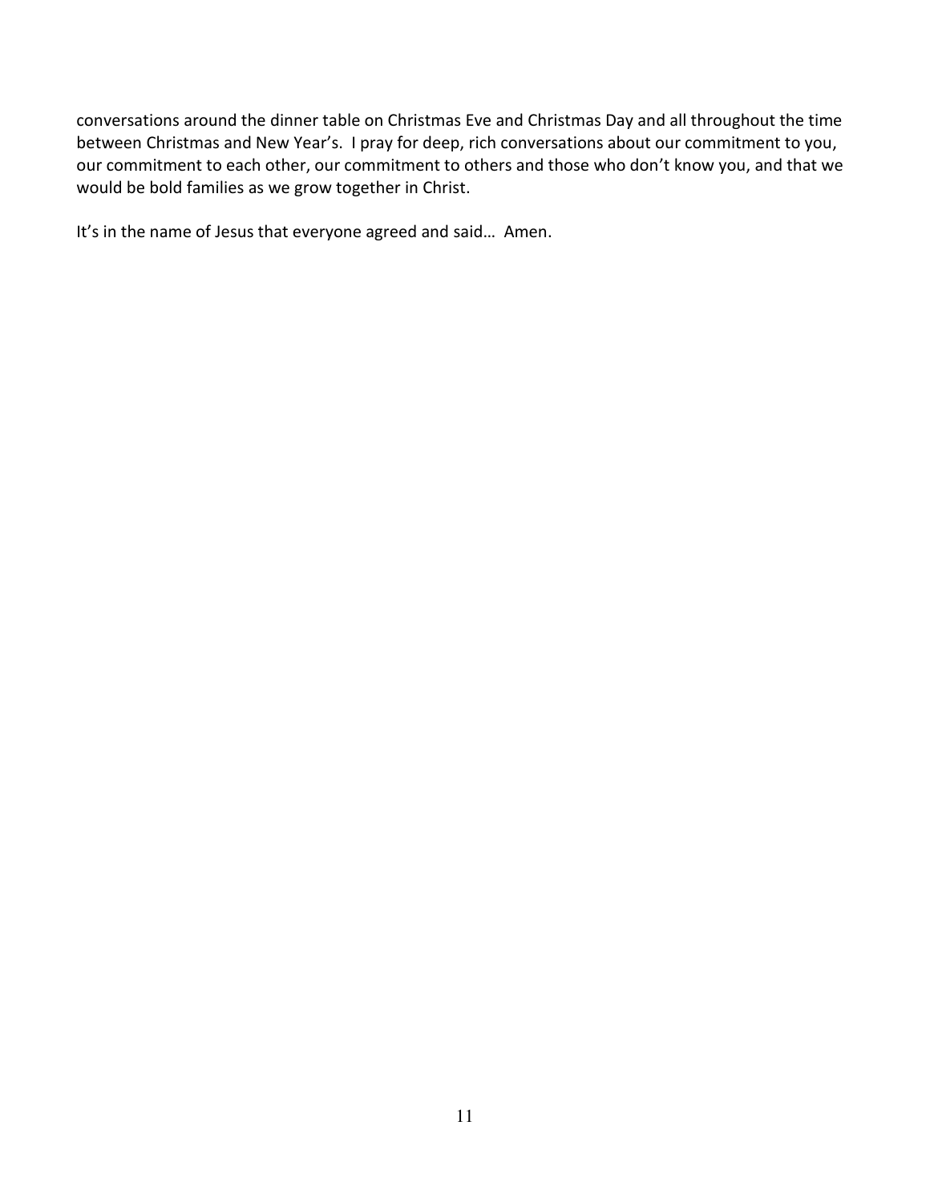conversations around the dinner table on Christmas Eve and Christmas Day and all throughout the time between Christmas and New Year's. I pray for deep, rich conversations about our commitment to you, our commitment to each other, our commitment to others and those who don't know you, and that we would be bold families as we grow together in Christ.

It's in the name of Jesus that everyone agreed and said… Amen.